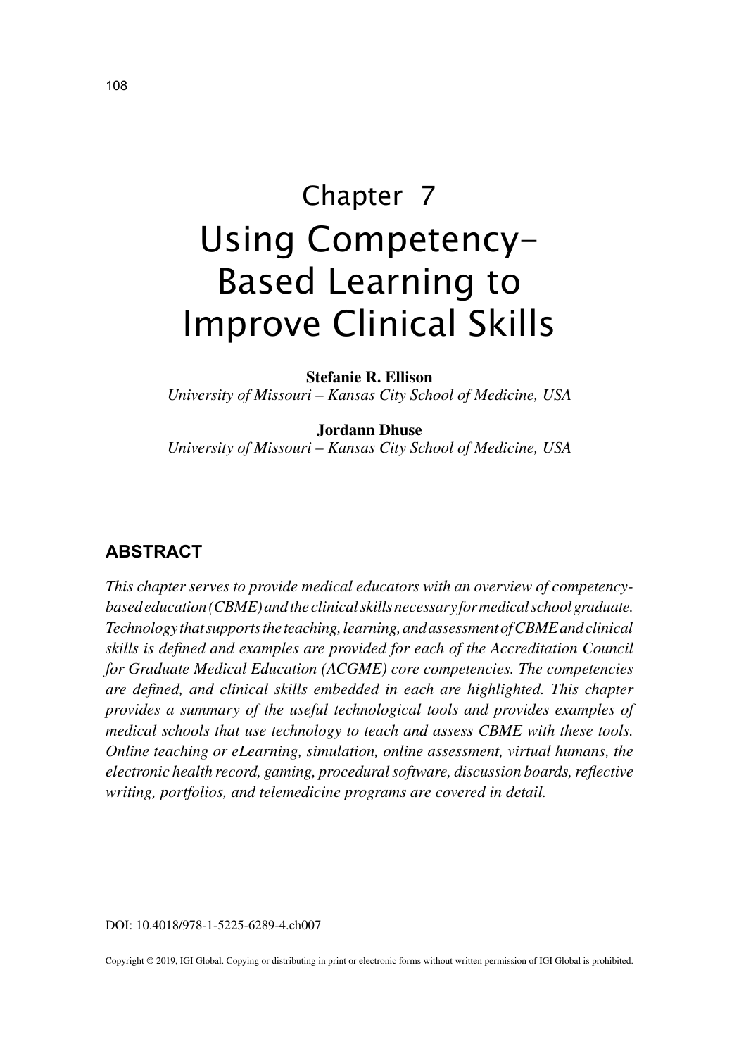# Chapter 7
# Using Competency-Based Learning to Improve Clinical Skills

**Stefanie R. Ellison**
*University of Missouri – Kansas City School of Medicine, USA*

**Jordann Dhuse**
*University of Missouri – Kansas City School of Medicine, USA*

## ABSTRACT

*This chapter serves to provide medical educators with an overview of competency-based education (CBME) and the clinical skills necessary for medical school graduate. Technology that supports the teaching, learning, and assessment of CBME and clinical skills is defined and examples are provided for each of the Accreditation Council for Graduate Medical Education (ACGME) core competencies. The competencies are defined, and clinical skills embedded in each are highlighted. This chapter provides a summary of the useful technological tools and provides examples of medical schools that use technology to teach and assess CBME with these tools. Online teaching or eLearning, simulation, online assessment, virtual humans, the electronic health record, gaming, procedural software, discussion boards, reflective writing, portfolios, and telemedicine programs are covered in detail.*

DOI: 10.4018/978-1-5225-6289-4.ch007

Copyright © 2019, IGI Global. Copying or distributing in print or electronic forms without written permission of IGI Global is prohibited.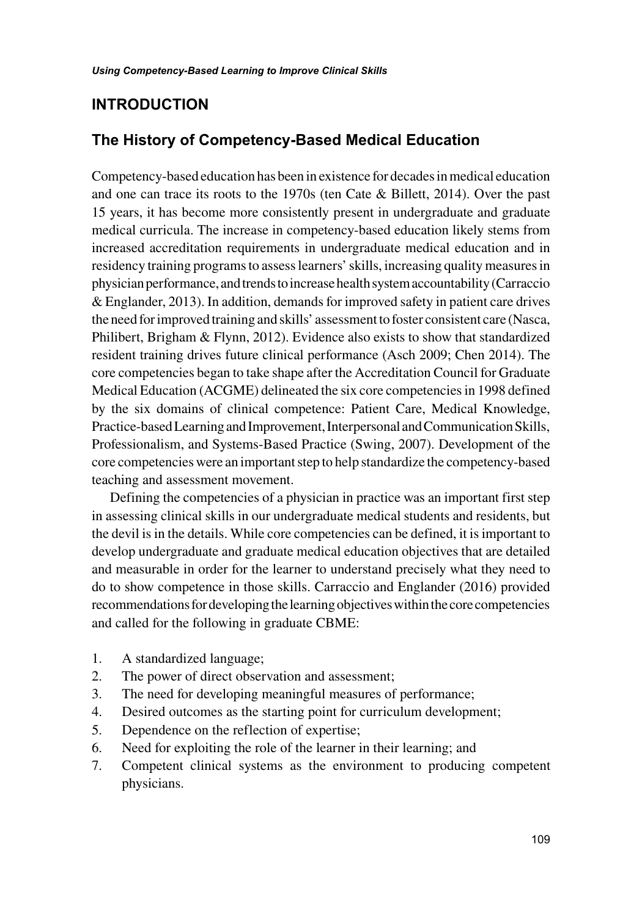## INTRODUCTION

### The History of Competency-Based Medical Education

Competency-based education has been in existence for decades in medical education and one can trace its roots to the 1970s (ten Cate & Billett, 2014). Over the past 15 years, it has become more consistently present in undergraduate and graduate medical curricula. The increase in competency-based education likely stems from increased accreditation requirements in undergraduate medical education and in residency training programs to assess learners' skills, increasing quality measures in physician performance, and trends to increase health system accountability (Carraccio & Englander, 2013). In addition, demands for improved safety in patient care drives the need for improved training and skills' assessment to foster consistent care (Nasca, Philibert, Brigham & Flynn, 2012). Evidence also exists to show that standardized resident training drives future clinical performance (Asch 2009; Chen 2014). The core competencies began to take shape after the Accreditation Council for Graduate Medical Education (ACGME) delineated the six core competencies in 1998 defined by the six domains of clinical competence: Patient Care, Medical Knowledge, Practice-based Learning and Improvement, Interpersonal and Communication Skills, Professionalism, and Systems-Based Practice (Swing, 2007). Development of the core competencies were an important step to help standardize the competency-based teaching and assessment movement.

Defining the competencies of a physician in practice was an important first step in assessing clinical skills in our undergraduate medical students and residents, but the devil is in the details. While core competencies can be defined, it is important to develop undergraduate and graduate medical education objectives that are detailed and measurable in order for the learner to understand precisely what they need to do to show competence in those skills. Carraccio and Englander (2016) provided recommendations for developing the learning objectives within the core competencies and called for the following in graduate CBME:

1. A standardized language;
2. The power of direct observation and assessment;
3. The need for developing meaningful measures of performance;
4. Desired outcomes as the starting point for curriculum development;
5. Dependence on the reflection of expertise;
6. Need for exploiting the role of the learner in their learning; and
7. Competent clinical systems as the environment to producing competent physicians.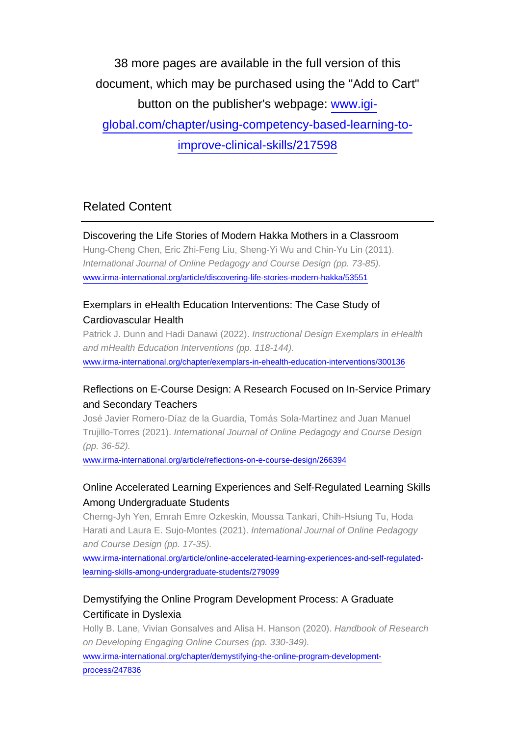38 more pages are available in the full version of this document, which may be purchased using the "Add to Cart" button on the publisher's webpage: [www.igi-global.com/chapter/using-competency-based-learning-to-improve-clinical-skills/217598](www.igi-global.com/chapter/using-competency-based-learning-to-improve-clinical-skills/217598)

## Related Content

**Discovering the Life Stories of Modern Hakka Mothers in a Classroom**
Hung-Cheng Chen, Eric Zhi-Feng Liu, Sheng-Yi Wu and Chin-Yu Lin (2011). *International Journal of Online Pedagogy and Course Design (pp. 73-85).*
[www.irma-international.org/article/discovering-life-stories-modern-hakka/53551](www.irma-international.org/article/discovering-life-stories-modern-hakka/53551)

**Exemplars in eHealth Education Interventions: The Case Study of Cardiovascular Health**
Patrick J. Dunn and Hadi Danawi (2022). *Instructional Design Exemplars in eHealth and mHealth Education Interventions (pp. 118-144).*
[www.irma-international.org/chapter/exemplars-in-ehealth-education-interventions/300136](www.irma-international.org/chapter/exemplars-in-ehealth-education-interventions/300136)

**Reflections on E-Course Design: A Research Focused on In-Service Primary and Secondary Teachers**
José Javier Romero-Díaz de la Guardia, Tomás Sola-Martínez and Juan Manuel Trujillo-Torres (2021). *International Journal of Online Pedagogy and Course Design (pp. 36-52).*
[www.irma-international.org/article/reflections-on-e-course-design/266394](www.irma-international.org/article/reflections-on-e-course-design/266394)

**Online Accelerated Learning Experiences and Self-Regulated Learning Skills Among Undergraduate Students**
Cherng-Jyh Yen, Emrah Emre Ozkeskin, Moussa Tankari, Chih-Hsiung Tu, Hoda Harati and Laura E. Sujo-Montes (2021). *International Journal of Online Pedagogy and Course Design (pp. 17-35).*
[www.irma-international.org/article/online-accelerated-learning-experiences-and-self-regulated-learning-skills-among-undergraduate-students/279099](www.irma-international.org/article/online-accelerated-learning-experiences-and-self-regulated-learning-skills-among-undergraduate-students/279099)

**Demystifying the Online Program Development Process: A Graduate Certificate in Dyslexia**
Holly B. Lane, Vivian Gonsalves and Alisa H. Hanson (2020). *Handbook of Research on Developing Engaging Online Courses (pp. 330-349).*
[www.irma-international.org/chapter/demystifying-the-online-program-development-process/247836](www.irma-international.org/chapter/demystifying-the-online-program-development-process/247836)